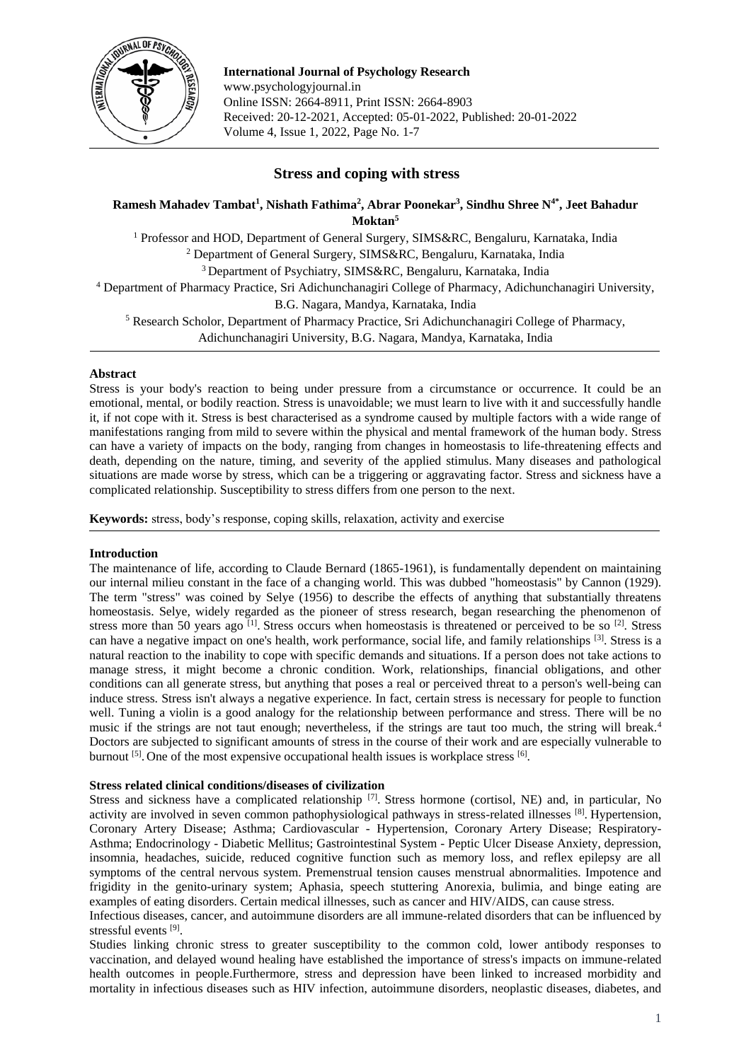**International Journal of Psychology Research**
www.psychologyjournal.in
Online ISSN: 2664-8911, Print ISSN: 2664-8903
Received: 20-12-2021, Accepted: 05-01-2022, Published: 20-01-2022
Volume 4, Issue 1, 2022, Page No. 1-7

# Stress and coping with stress

**Ramesh Mahadev Tambat[1], Nishath Fathima[2], Abrar Poonekar[3], Sindhu Shree N[4*], Jeet Bahadur Moktan[5]**

[1] Professor and HOD, Department of General Surgery, SIMS&RC, Bengaluru, Karnataka, India
[2] Department of General Surgery, SIMS&RC, Bengaluru, Karnataka, India
[3] Department of Psychiatry, SIMS&RC, Bengaluru, Karnataka, India
[4] Department of Pharmacy Practice, Sri Adichunchanagiri College of Pharmacy, Adichunchanagiri University, B.G. Nagara, Mandya, Karnataka, India
[5] Research Scholor, Department of Pharmacy Practice, Sri Adichunchanagiri College of Pharmacy, Adichunchanagiri University, B.G. Nagara, Mandya, Karnataka, India

## Abstract

Stress is your body's reaction to being under pressure from a circumstance or occurrence. It could be an emotional, mental, or bodily reaction. Stress is unavoidable; we must learn to live with it and successfully handle it, if not cope with it. Stress is best characterised as a syndrome caused by multiple factors with a wide range of manifestations ranging from mild to severe within the physical and mental framework of the human body. Stress can have a variety of impacts on the body, ranging from changes in homeostasis to life-threatening effects and death, depending on the nature, timing, and severity of the applied stimulus. Many diseases and pathological situations are made worse by stress, which can be a triggering or aggravating factor. Stress and sickness have a complicated relationship. Susceptibility to stress differs from one person to the next.

**Keywords:** stress, body's response, coping skills, relaxation, activity and exercise

## Introduction

The maintenance of life, according to Claude Bernard (1865-1961), is fundamentally dependent on maintaining our internal milieu constant in the face of a changing world. This was dubbed "homeostasis" by Cannon (1929). The term "stress" was coined by Selye (1956) to describe the effects of anything that substantially threatens homeostasis. Selye, widely regarded as the pioneer of stress research, began researching the phenomenon of stress more than 50 years ago [1]. Stress occurs when homeostasis is threatened or perceived to be so [2]. Stress can have a negative impact on one's health, work performance, social life, and family relationships [3]. Stress is a natural reaction to the inability to cope with specific demands and situations. If a person does not take actions to manage stress, it might become a chronic condition. Work, relationships, financial obligations, and other conditions can all generate stress, but anything that poses a real or perceived threat to a person's well-being can induce stress. Stress isn't always a negative experience. In fact, certain stress is necessary for people to function well. Tuning a violin is a good analogy for the relationship between performance and stress. There will be no music if the strings are not taut enough; nevertheless, if the strings are taut too much, the string will break.[4] Doctors are subjected to significant amounts of stress in the course of their work and are especially vulnerable to burnout [5]. One of the most expensive occupational health issues is workplace stress [6].

### Stress related clinical conditions/diseases of civilization

Stress and sickness have a complicated relationship [7]. Stress hormone (cortisol, NE) and, in particular, No activity are involved in seven common pathophysiological pathways in stress-related illnesses [8]. Hypertension, Coronary Artery Disease; Asthma; Cardiovascular - Hypertension, Coronary Artery Disease; Respiratory- Asthma; Endocrinology - Diabetic Mellitus; Gastrointestinal System - Peptic Ulcer Disease Anxiety, depression, insomnia, headaches, suicide, reduced cognitive function such as memory loss, and reflex epilepsy are all symptoms of the central nervous system. Premenstrual tension causes menstrual abnormalities. Impotence and frigidity in the genito-urinary system; Aphasia, speech stuttering Anorexia, bulimia, and binge eating are examples of eating disorders. Certain medical illnesses, such as cancer and HIV/AIDS, can cause stress.

Infectious diseases, cancer, and autoimmune disorders are all immune-related disorders that can be influenced by stressful events [9].

Studies linking chronic stress to greater susceptibility to the common cold, lower antibody responses to vaccination, and delayed wound healing have established the importance of stress's impacts on immune-related health outcomes in people.Furthermore, stress and depression have been linked to increased morbidity and mortality in infectious diseases such as HIV infection, autoimmune disorders, neoplastic diseases, diabetes, and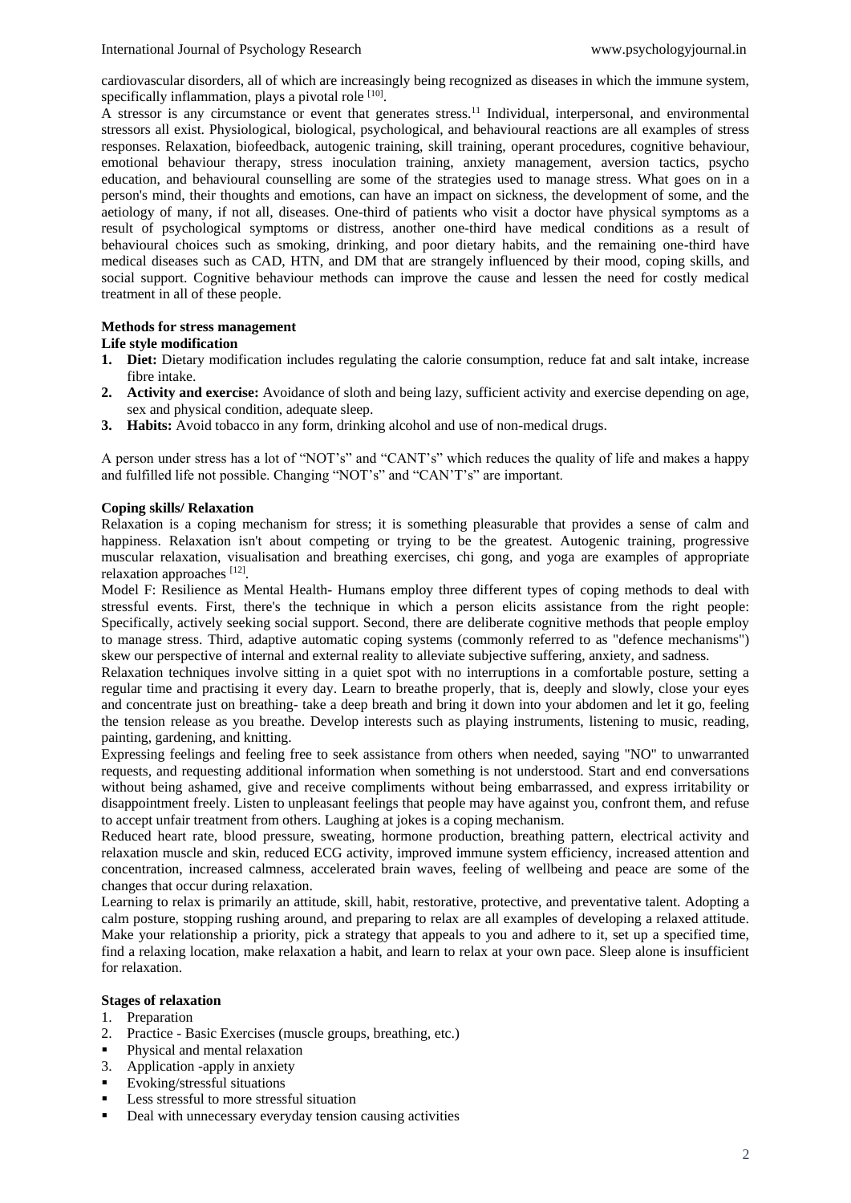cardiovascular disorders, all of which are increasingly being recognized as diseases in which the immune system, specifically inflammation, plays a pivotal role [10].

A stressor is any circumstance or event that generates stress.[11] Individual, interpersonal, and environmental stressors all exist. Physiological, biological, psychological, and behavioural reactions are all examples of stress responses. Relaxation, biofeedback, autogenic training, skill training, operant procedures, cognitive behaviour, emotional behaviour therapy, stress inoculation training, anxiety management, aversion tactics, psycho education, and behavioural counselling are some of the strategies used to manage stress. What goes on in a person's mind, their thoughts and emotions, can have an impact on sickness, the development of some, and the aetiology of many, if not all, diseases. One-third of patients who visit a doctor have physical symptoms as a result of psychological symptoms or distress, another one-third have medical conditions as a result of behavioural choices such as smoking, drinking, and poor dietary habits, and the remaining one-third have medical diseases such as CAD, HTN, and DM that are strangely influenced by their mood, coping skills, and social support. Cognitive behaviour methods can improve the cause and lessen the need for costly medical treatment in all of these people.

**Methods for stress management**

**Life style modification**

1. **Diet:** Dietary modification includes regulating the calorie consumption, reduce fat and salt intake, increase fibre intake.
2. **Activity and exercise:** Avoidance of sloth and being lazy, sufficient activity and exercise depending on age, sex and physical condition, adequate sleep.
3. **Habits:** Avoid tobacco in any form, drinking alcohol and use of non-medical drugs.

A person under stress has a lot of "NOT's" and "CANT's" which reduces the quality of life and makes a happy and fulfilled life not possible. Changing "NOT's" and "CAN'T's" are important.

**Coping skills/ Relaxation**

Relaxation is a coping mechanism for stress; it is something pleasurable that provides a sense of calm and happiness. Relaxation isn't about competing or trying to be the greatest. Autogenic training, progressive muscular relaxation, visualisation and breathing exercises, chi gong, and yoga are examples of appropriate relaxation approaches [12].

Model F: Resilience as Mental Health- Humans employ three different types of coping methods to deal with stressful events. First, there's the technique in which a person elicits assistance from the right people: Specifically, actively seeking social support. Second, there are deliberate cognitive methods that people employ to manage stress. Third, adaptive automatic coping systems (commonly referred to as "defence mechanisms") skew our perspective of internal and external reality to alleviate subjective suffering, anxiety, and sadness.

Relaxation techniques involve sitting in a quiet spot with no interruptions in a comfortable posture, setting a regular time and practising it every day. Learn to breathe properly, that is, deeply and slowly, close your eyes and concentrate just on breathing- take a deep breath and bring it down into your abdomen and let it go, feeling the tension release as you breathe. Develop interests such as playing instruments, listening to music, reading, painting, gardening, and knitting.

Expressing feelings and feeling free to seek assistance from others when needed, saying "NO" to unwarranted requests, and requesting additional information when something is not understood. Start and end conversations without being ashamed, give and receive compliments without being embarrassed, and express irritability or disappointment freely. Listen to unpleasant feelings that people may have against you, confront them, and refuse to accept unfair treatment from others. Laughing at jokes is a coping mechanism.

Reduced heart rate, blood pressure, sweating, hormone production, breathing pattern, electrical activity and relaxation muscle and skin, reduced ECG activity, improved immune system efficiency, increased attention and concentration, increased calmness, accelerated brain waves, feeling of wellbeing and peace are some of the changes that occur during relaxation.

Learning to relax is primarily an attitude, skill, habit, restorative, protective, and preventative talent. Adopting a calm posture, stopping rushing around, and preparing to relax are all examples of developing a relaxed attitude. Make your relationship a priority, pick a strategy that appeals to you and adhere to it, set up a specified time, find a relaxing location, make relaxation a habit, and learn to relax at your own pace. Sleep alone is insufficient for relaxation.

**Stages of relaxation**

1. Preparation
2. Practice - Basic Exercises (muscle groups, breathing, etc.)
   - Physical and mental relaxation
3. Application -apply in anxiety
   - Evoking/stressful situations
   - Less stressful to more stressful situation
   - Deal with unnecessary everyday tension causing activities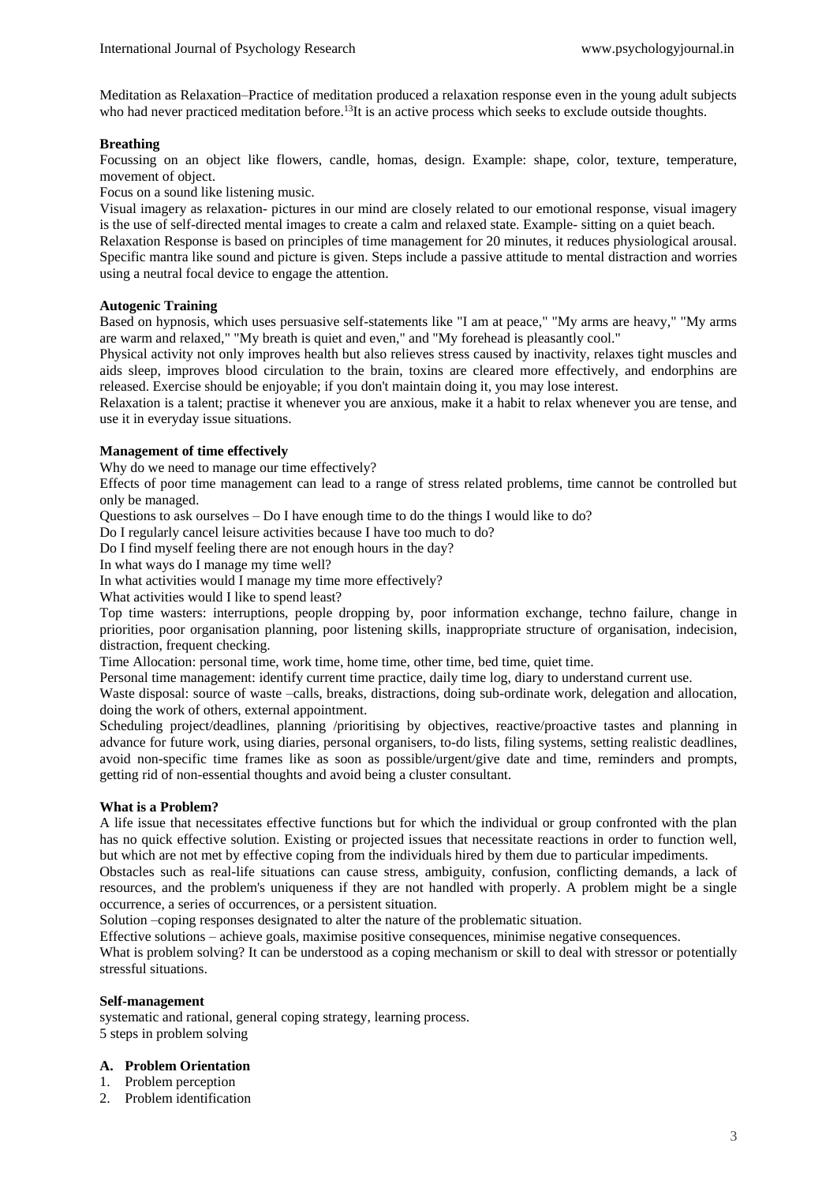Meditation as Relaxation–Practice of meditation produced a relaxation response even in the young adult subjects who had never practiced meditation before.[13] It is an active process which seeks to exclude outside thoughts.

**Breathing**

Focussing on an object like flowers, candle, homas, design. Example: shape, color, texture, temperature, movement of object.

Focus on a sound like listening music.

Visual imagery as relaxation- pictures in our mind are closely related to our emotional response, visual imagery is the use of self-directed mental images to create a calm and relaxed state. Example- sitting on a quiet beach.

Relaxation Response is based on principles of time management for 20 minutes, it reduces physiological arousal. Specific mantra like sound and picture is given. Steps include a passive attitude to mental distraction and worries using a neutral focal device to engage the attention.

**Autogenic Training**

Based on hypnosis, which uses persuasive self-statements like "I am at peace," "My arms are heavy," "My arms are warm and relaxed," "My breath is quiet and even," and "My forehead is pleasantly cool."

Physical activity not only improves health but also relieves stress caused by inactivity, relaxes tight muscles and aids sleep, improves blood circulation to the brain, toxins are cleared more effectively, and endorphins are released. Exercise should be enjoyable; if you don't maintain doing it, you may lose interest.

Relaxation is a talent; practise it whenever you are anxious, make it a habit to relax whenever you are tense, and use it in everyday issue situations.

**Management of time effectively**

Why do we need to manage our time effectively?

Effects of poor time management can lead to a range of stress related problems, time cannot be controlled but only be managed.

Questions to ask ourselves – Do I have enough time to do the things I would like to do?

Do I regularly cancel leisure activities because I have too much to do?

Do I find myself feeling there are not enough hours in the day?

In what ways do I manage my time well?

In what activities would I manage my time more effectively?

What activities would I like to spend least?

Top time wasters: interruptions, people dropping by, poor information exchange, techno failure, change in priorities, poor organisation planning, poor listening skills, inappropriate structure of organisation, indecision, distraction, frequent checking.

Time Allocation: personal time, work time, home time, other time, bed time, quiet time.

Personal time management: identify current time practice, daily time log, diary to understand current use.

Waste disposal: source of waste –calls, breaks, distractions, doing sub-ordinate work, delegation and allocation, doing the work of others, external appointment.

Scheduling project/deadlines, planning /prioritising by objectives, reactive/proactive tastes and planning in advance for future work, using diaries, personal organisers, to-do lists, filing systems, setting realistic deadlines, avoid non-specific time frames like as soon as possible/urgent/give date and time, reminders and prompts, getting rid of non-essential thoughts and avoid being a cluster consultant.

**What is a Problem?**

A life issue that necessitates effective functions but for which the individual or group confronted with the plan has no quick effective solution. Existing or projected issues that necessitate reactions in order to function well, but which are not met by effective coping from the individuals hired by them due to particular impediments.

Obstacles such as real-life situations can cause stress, ambiguity, confusion, conflicting demands, a lack of resources, and the problem's uniqueness if they are not handled with properly. A problem might be a single occurrence, a series of occurrences, or a persistent situation.

Solution –coping responses designated to alter the nature of the problematic situation.

Effective solutions – achieve goals, maximise positive consequences, minimise negative consequences.

What is problem solving? It can be understood as a coping mechanism or skill to deal with stressor or potentially stressful situations.

**Self-management**

systematic and rational, general coping strategy, learning process.

5 steps in problem solving

**A. Problem Orientation**

1. Problem perception
2. Problem identification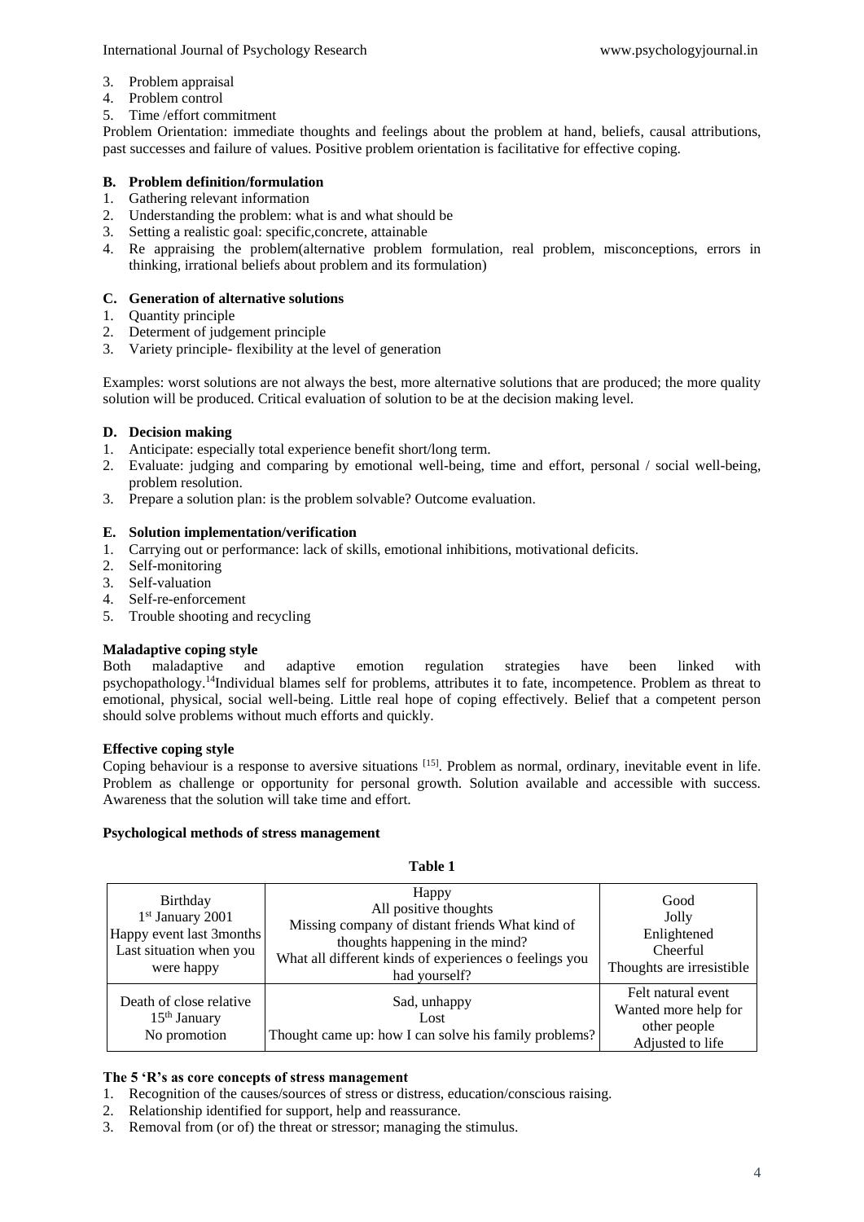3. Problem appraisal
4. Problem control
5. Time /effort commitment

Problem Orientation: immediate thoughts and feelings about the problem at hand, beliefs, causal attributions, past successes and failure of values. Positive problem orientation is facilitative for effective coping.

**B. Problem definition/formulation**

1. Gathering relevant information
2. Understanding the problem: what is and what should be
3. Setting a realistic goal: specific,concrete, attainable
4. Re appraising the problem(alternative problem formulation, real problem, misconceptions, errors in thinking, irrational beliefs about problem and its formulation)

**C. Generation of alternative solutions**

1. Quantity principle
2. Determent of judgement principle
3. Variety principle- flexibility at the level of generation

Examples: worst solutions are not always the best, more alternative solutions that are produced; the more quality solution will be produced. Critical evaluation of solution to be at the decision making level.

**D. Decision making**

1. Anticipate: especially total experience benefit short/long term.
2. Evaluate: judging and comparing by emotional well-being, time and effort, personal / social well-being, problem resolution.
3. Prepare a solution plan: is the problem solvable? Outcome evaluation.

**E. Solution implementation/verification**

1. Carrying out or performance: lack of skills, emotional inhibitions, motivational deficits.
2. Self-monitoring
3. Self-valuation
4. Self-re-enforcement
5. Trouble shooting and recycling

**Maladaptive coping style**

Both maladaptive and adaptive emotion regulation strategies have been linked with psychopathology.[14] Individual blames self for problems, attributes it to fate, incompetence. Problem as threat to emotional, physical, social well-being. Little real hope of coping effectively. Belief that a competent person should solve problems without much efforts and quickly.

**Effective coping style**

Coping behaviour is a response to aversive situations [15]. Problem as normal, ordinary, inevitable event in life. Problem as challenge or opportunity for personal growth. Solution available and accessible with success. Awareness that the solution will take time and effort.

**Psychological methods of stress management**

**Table 1**

| | | |
|---|---|---|
| Birthday<br>1st January 2001<br>Happy event last 3months<br>Last situation when you were happy | Happy<br>All positive thoughts<br>Missing company of distant friends What kind of thoughts happening in the mind?<br>What all different kinds of experiences o feelings you had yourself? | Good<br>Jolly<br>Enlightened<br>Cheerful<br>Thoughts are irresistible |
| Death of close relative<br>15th January<br>No promotion | Sad, unhappy<br>Lost<br>Thought came up: how I can solve his family problems? | Felt natural event<br>Wanted more help for other people<br>Adjusted to life |

**The 5 'R's as core concepts of stress management**

1. Recognition of the causes/sources of stress or distress, education/conscious raising.
2. Relationship identified for support, help and reassurance.
3. Removal from (or of) the threat or stressor; managing the stimulus.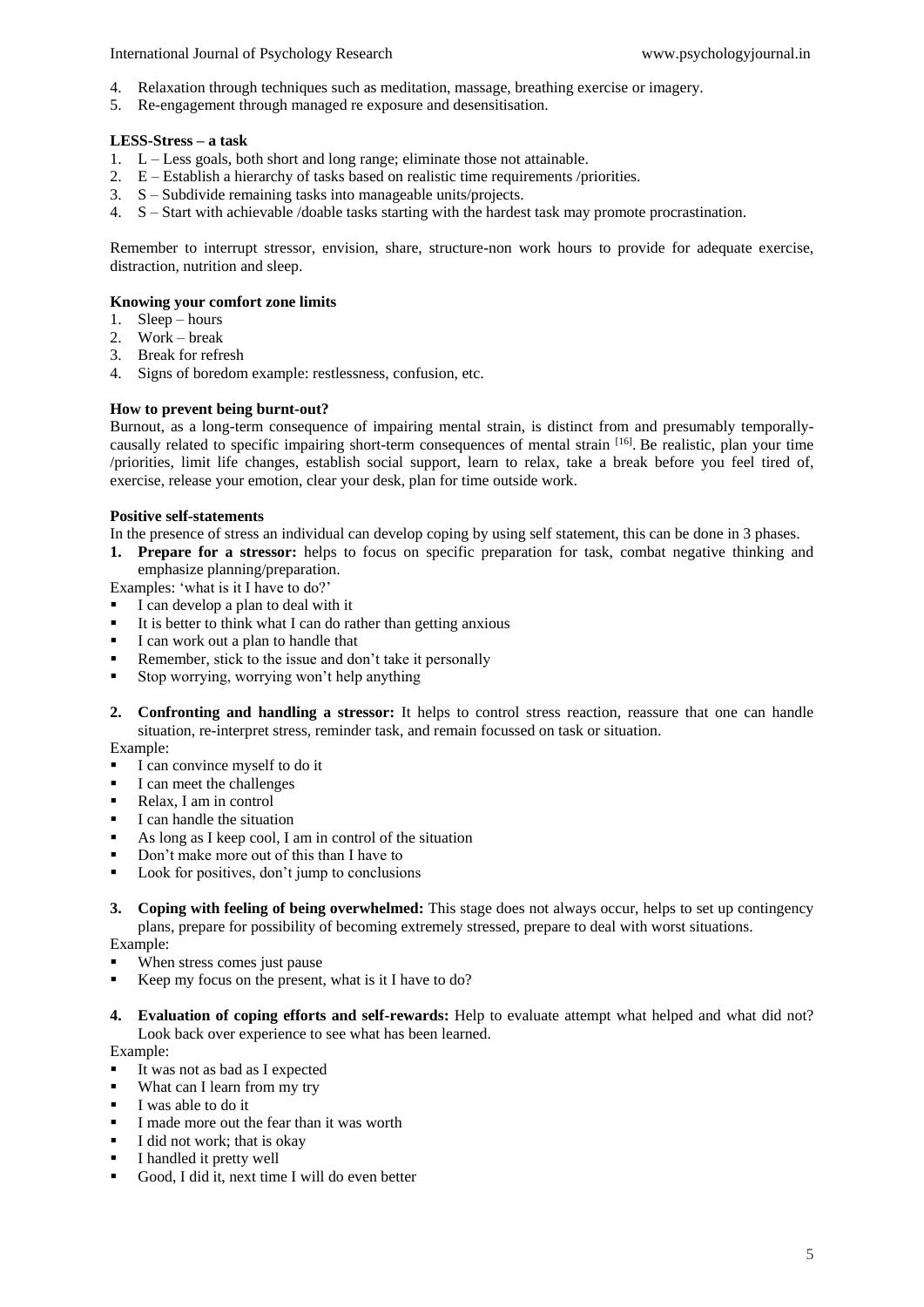4. Relaxation through techniques such as meditation, massage, breathing exercise or imagery.
5. Re-engagement through managed re exposure and desensitisation.

**LESS-Stress – a task**

1. L – Less goals, both short and long range; eliminate those not attainable.
2. E – Establish a hierarchy of tasks based on realistic time requirements /priorities.
3. S – Subdivide remaining tasks into manageable units/projects.
4. S – Start with achievable /doable tasks starting with the hardest task may promote procrastination.

Remember to interrupt stressor, envision, share, structure-non work hours to provide for adequate exercise, distraction, nutrition and sleep.

**Knowing your comfort zone limits**

1. Sleep – hours
2. Work – break
3. Break for refresh
4. Signs of boredom example: restlessness, confusion, etc.

**How to prevent being burnt-out?**

Burnout, as a long-term consequence of impairing mental strain, is distinct from and presumably temporally-causally related to specific impairing short-term consequences of mental strain [16]. Be realistic, plan your time /priorities, limit life changes, establish social support, learn to relax, take a break before you feel tired of, exercise, release your emotion, clear your desk, plan for time outside work.

**Positive self-statements**

In the presence of stress an individual can develop coping by using self statement, this can be done in 3 phases.

1. **Prepare for a stressor:** helps to focus on specific preparation for task, combat negative thinking and emphasize planning/preparation.

Examples: 'what is it I have to do?'

- I can develop a plan to deal with it
- It is better to think what I can do rather than getting anxious
- I can work out a plan to handle that
- Remember, stick to the issue and don't take it personally
- Stop worrying, worrying won't help anything

2. **Confronting and handling a stressor:** It helps to control stress reaction, reassure that one can handle situation, re-interpret stress, reminder task, and remain focussed on task or situation.

Example:

- I can convince myself to do it
- I can meet the challenges
- Relax, I am in control
- I can handle the situation
- As long as I keep cool, I am in control of the situation
- Don't make more out of this than I have to
- Look for positives, don't jump to conclusions

3. **Coping with feeling of being overwhelmed:** This stage does not always occur, helps to set up contingency plans, prepare for possibility of becoming extremely stressed, prepare to deal with worst situations.

Example:

- When stress comes just pause
- Keep my focus on the present, what is it I have to do?

4. **Evaluation of coping efforts and self-rewards:** Help to evaluate attempt what helped and what did not? Look back over experience to see what has been learned.

Example:

- It was not as bad as I expected
- What can I learn from my try
- I was able to do it
- I made more out the fear than it was worth
- I did not work; that is okay
- I handled it pretty well
- Good, I did it, next time I will do even better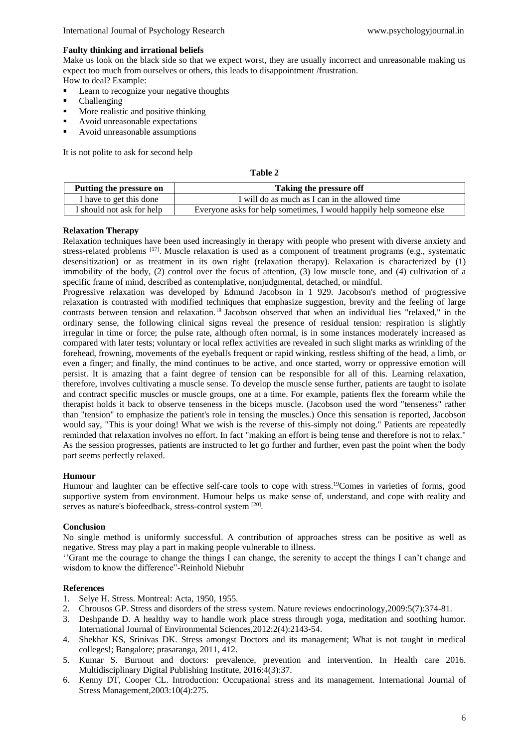**Faulty thinking and irrational beliefs**

Make us look on the black side so that we expect worst, they are usually incorrect and unreasonable making us expect too much from ourselves or others, this leads to disappointment /frustration.

How to deal? Example:

- Learn to recognize your negative thoughts
- Challenging
- More realistic and positive thinking
- Avoid unreasonable expectations
- Avoid unreasonable assumptions

It is not polite to ask for second help

**Table 2**

| Putting the pressure on | Taking the pressure off |
| --- | --- |
| I have to get this done | I will do as much as I can in the allowed time |
| I should not ask for help | Everyone asks for help sometimes, I would happily help someone else |

**Relaxation Therapy**

Relaxation techniques have been used increasingly in therapy with people who present with diverse anxiety and stress-related problems [17]. Muscle relaxation is used as a component of treatment programs (e.g., systematic desensitization) or as treatment in its own right (relaxation therapy). Relaxation is characterized by (1) immobility of the body, (2) control over the focus of attention, (3) low muscle tone, and (4) cultivation of a specific frame of mind, described as contemplative, nonjudgmental, detached, or mindful.

Progressive relaxation was developed by Edmund Jacobson in 1 929. Jacobson's method of progressive relaxation is contrasted with modified techniques that emphasize suggestion, brevity and the feeling of large contrasts between tension and relaxation.[18] Jacobson observed that when an individual lies "relaxed," in the ordinary sense, the following clinical signs reveal the presence of residual tension: respiration is slightly irregular in time or force; the pulse rate, although often normal, is in some instances moderately increased as compared with later tests; voluntary or local reflex activities are revealed in such slight marks as wrinkling of the forehead, frowning, movements of the eyeballs frequent or rapid winking, restless shifting of the head, a limb, or even a finger; and finally, the mind continues to be active, and once started, worry or oppressive emotion will persist. It is amazing that a faint degree of tension can be responsible for all of this. Learning relaxation, therefore, involves cultivating a muscle sense. To develop the muscle sense further, patients are taught to isolate and contract specific muscles or muscle groups, one at a time. For example, patients flex the forearm while the therapist holds it back to observe tenseness in the biceps muscle. (Jacobson used the word "tenseness" rather than "tension" to emphasize the patient's role in tensing the muscles.) Once this sensation is reported, Jacobson would say, "This is your doing! What we wish is the reverse of this-simply not doing." Patients are repeatedly reminded that relaxation involves no effort. In fact "making an effort is being tense and therefore is not to relax." As the session progresses, patients are instructed to let go further and further, even past the point when the body part seems perfectly relaxed.

**Humour**

Humour and laughter can be effective self-care tools to cope with stress.[19]Comes in varieties of forms, good supportive system from environment. Humour helps us make sense of, understand, and cope with reality and serves as nature's biofeedback, stress-control system [20].

**Conclusion**

No single method is uniformly successful. A contribution of approaches stress can be positive as well as negative. Stress may play a part in making people vulnerable to illness.

''Grant me the courage to change the things I can change, the serenity to accept the things I can't change and wisdom to know the difference"-Reinhold Niebuhr

**References**

1. Selye H. Stress. Montreal: Acta, 1950, 1955.
2. Chrousos GP. Stress and disorders of the stress system. Nature reviews endocrinology,2009:5(7):374-81.
3. Deshpande D. A healthy way to handle work place stress through yoga, meditation and soothing humor. International Journal of Environmental Sciences,2012:2(4):2143-54.
4. Shekhar KS, Srinivas DK. Stress amongst Doctors and its management; What is not taught in medical colleges!; Bangalore; prasaranga, 2011, 412.
5. Kumar S. Burnout and doctors: prevalence, prevention and intervention. In Health care 2016. Multidisciplinary Digital Publishing Institute, 2016:4(3):37.
6. Kenny DT, Cooper CL. Introduction: Occupational stress and its management. International Journal of Stress Management,2003:10(4):275.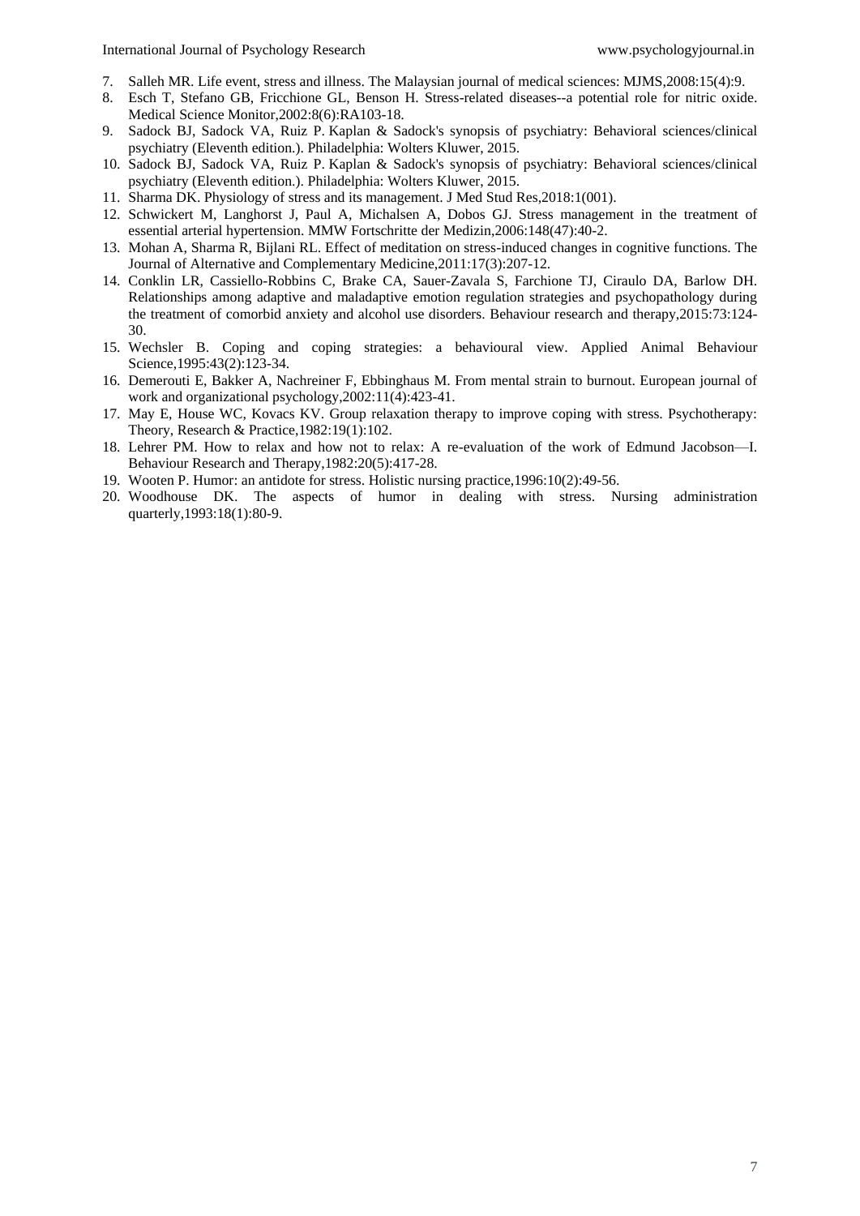7. Salleh MR. Life event, stress and illness. The Malaysian journal of medical sciences: MJMS,2008:15(4):9.
8. Esch T, Stefano GB, Fricchione GL, Benson H. Stress-related diseases--a potential role for nitric oxide. Medical Science Monitor,2002:8(6):RA103-18.
9. Sadock BJ, Sadock VA, Ruiz P. Kaplan & Sadock's synopsis of psychiatry: Behavioral sciences/clinical psychiatry (Eleventh edition.). Philadelphia: Wolters Kluwer, 2015.
10. Sadock BJ, Sadock VA, Ruiz P. Kaplan & Sadock's synopsis of psychiatry: Behavioral sciences/clinical psychiatry (Eleventh edition.). Philadelphia: Wolters Kluwer, 2015.
11. Sharma DK. Physiology of stress and its management. J Med Stud Res,2018:1(001).
12. Schwickert M, Langhorst J, Paul A, Michalsen A, Dobos GJ. Stress management in the treatment of essential arterial hypertension. MMW Fortschritte der Medizin,2006:148(47):40-2.
13. Mohan A, Sharma R, Bijlani RL. Effect of meditation on stress-induced changes in cognitive functions. The Journal of Alternative and Complementary Medicine,2011:17(3):207-12.
14. Conklin LR, Cassiello-Robbins C, Brake CA, Sauer-Zavala S, Farchione TJ, Ciraulo DA, Barlow DH. Relationships among adaptive and maladaptive emotion regulation strategies and psychopathology during the treatment of comorbid anxiety and alcohol use disorders. Behaviour research and therapy,2015:73:124-30.
15. Wechsler B. Coping and coping strategies: a behavioural view. Applied Animal Behaviour Science,1995:43(2):123-34.
16. Demerouti E, Bakker A, Nachreiner F, Ebbinghaus M. From mental strain to burnout. European journal of work and organizational psychology,2002:11(4):423-41.
17. May E, House WC, Kovacs KV. Group relaxation therapy to improve coping with stress. Psychotherapy: Theory, Research & Practice,1982:19(1):102.
18. Lehrer PM. How to relax and how not to relax: A re-evaluation of the work of Edmund Jacobson—I. Behaviour Research and Therapy,1982:20(5):417-28.
19. Wooten P. Humor: an antidote for stress. Holistic nursing practice,1996:10(2):49-56.
20. Woodhouse DK. The aspects of humor in dealing with stress. Nursing administration quarterly,1993:18(1):80-9.